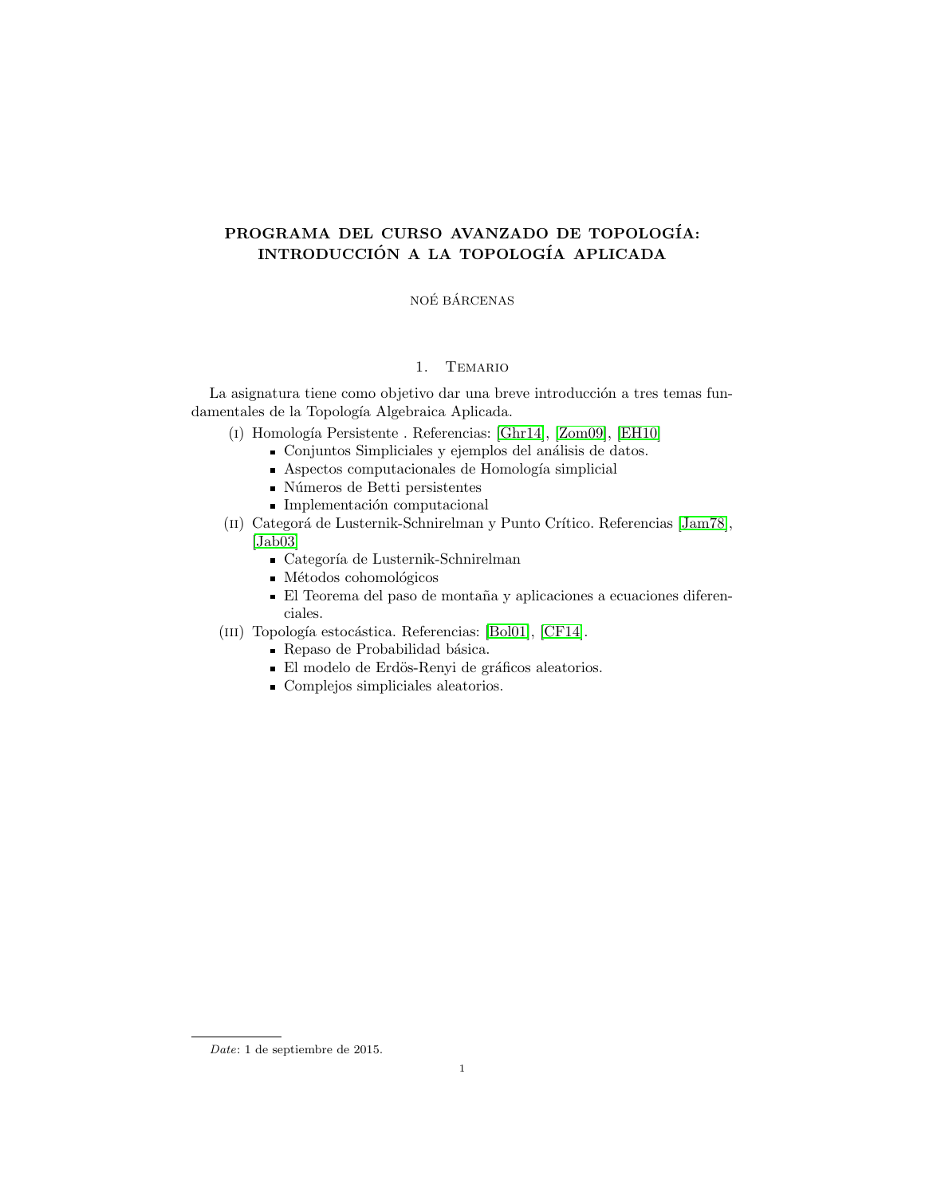# PROGRAMA DEL CURSO AVANZADO DE TOPOLOGÍA: INTRODUCCIÓN A LA TOPOLOGÍA APLICADA

NOÉ BÁRCENAS

## 1. Temario

La asignatura tiene como objetivo dar una breve introducción a tres temas fundamentales de la Topología Algebraica Aplicada.

(I) Homología Persistente . Referencias: [Ghr14], [Zom09], [EH10]
- Conjuntos Simpliciales y ejemplos del análisis de datos.
- Aspectos computacionales de Homología simplicial
- Números de Betti persistentes
- Implementación computacional

(II) Categorá de Lusternik-Schnirelman y Punto Crítico. Referencias [Jam78], [Jab03]
- Categoría de Lusternik-Schnirelman
- Métodos cohomológicos
- El Teorema del paso de montaña y aplicaciones a ecuaciones diferenciales.

(III) Topología estocástica. Referencias: [Bol01], [CF14].
- Repaso de Probabilidad básica.
- El modelo de Erdös-Renyi de gráficos aleatorios.
- Complejos simpliciales aleatorios.

*Date*: 1 de septiembre de 2015.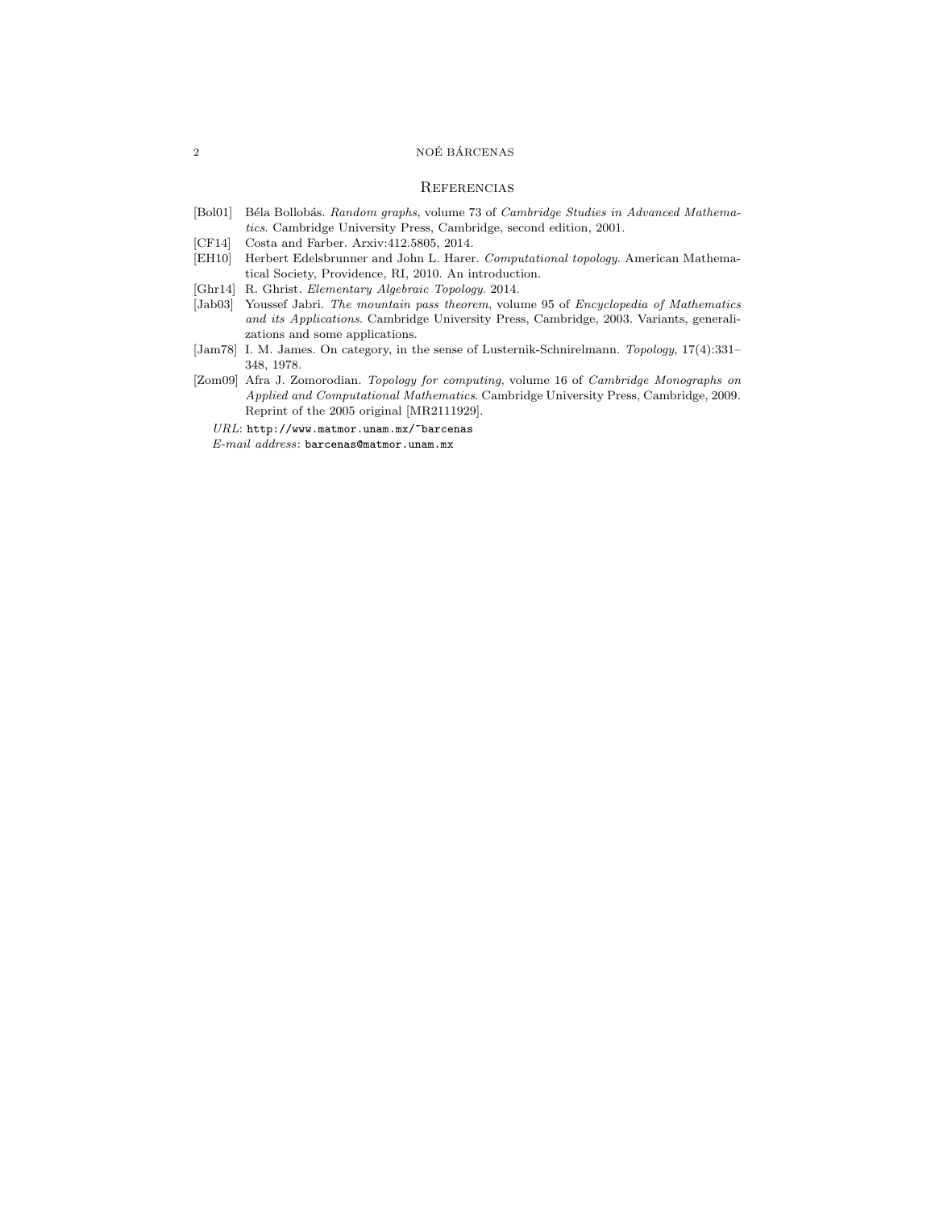## Referencias

[Bol01] Béla Bollobás. *Random graphs*, volume 73 of *Cambridge Studies in Advanced Mathematics*. Cambridge University Press, Cambridge, second edition, 2001.

[CF14] Costa and Farber. Arxiv:412.5805, 2014.

[EH10] Herbert Edelsbrunner and John L. Harer. *Computational topology*. American Mathematical Society, Providence, RI, 2010. An introduction.

[Ghr14] R. Ghrist. *Elementary Algebraic Topology*. 2014.

[Jab03] Youssef Jabri. *The mountain pass theorem*, volume 95 of *Encyclopedia of Mathematics and its Applications*. Cambridge University Press, Cambridge, 2003. Variants, generalizations and some applications.

[Jam78] I. M. James. On category, in the sense of Lusternik-Schnirelmann. *Topology*, 17(4):331–348, 1978.

[Zom09] Afra J. Zomorodian. *Topology for computing*, volume 16 of *Cambridge Monographs on Applied and Computational Mathematics*. Cambridge University Press, Cambridge, 2009. Reprint of the 2005 original [MR2111929].

*URL*: `http://www.matmor.unam.mx/~barcenas`

*E-mail address*: `barcenas@matmor.unam.mx`